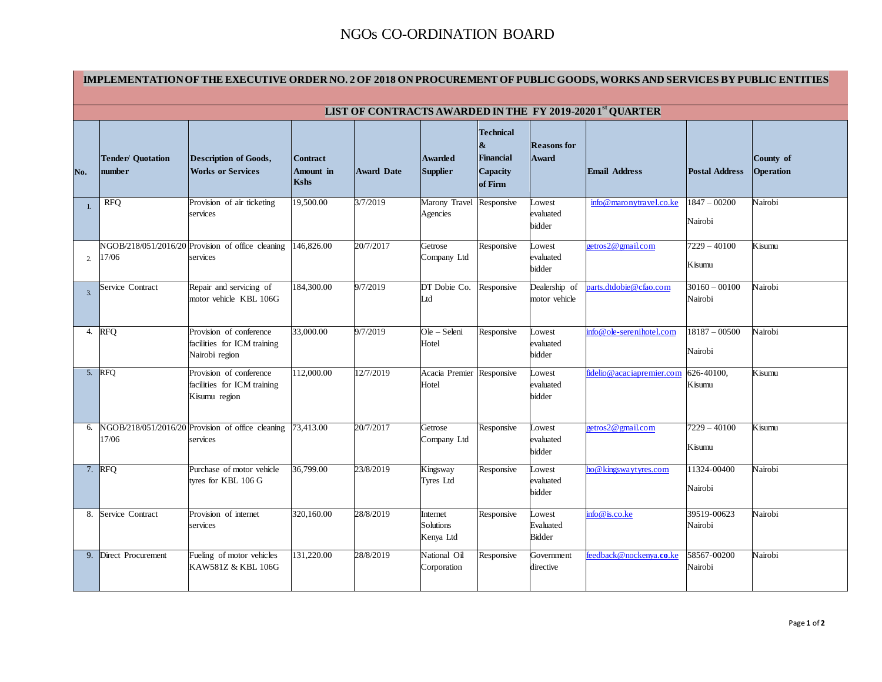# NGOs CO-ORDINATION BOARD

## IMPLEMENTATION OF THE EXECUTIVE ORDER NO. 2 OF 2018 ON PROCUREMENT OF PUBLIC GOODS, WORKS AND SERVICES BY PUBLIC ENTITIES

### LIST OF CONTRACTS AWARDED IN THE FY 2019-2020 1st QUARTER

| No. | Tender/ Quotation number | Description of Goods, Works or Services | Contract Amount in Kshs | Award Date | Awarded Supplier | Technical & Financial Capacity of Firm | Reasons for Award | Email Address | Postal Address | County of Operation |
|---|---|---|---|---|---|---|---|---|---|---|
| 1. | RFQ | Provision of air ticketing services | 19,500.00 | 3/7/2019 | Marony Travel Agencies | Responsive | Lowest evaluated bidder | info@maronytravel.co.ke | 1847 – 00200 Nairobi | Nairobi |
| 2. | NGOB/218/051/2016/20 17/06 | Provision of office cleaning services | 146,826.00 | 20/7/2017 | Getrose Company Ltd | Responsive | Lowest evaluated bidder | getros2@gmail.com | 7229 – 40100 Kisumu | Kisumu |
| 3. | Service Contract | Repair and servicing of motor vehicle KBL 106G | 184,300.00 | 9/7/2019 | DT Dobie Co. Ltd | Responsive | Dealership of motor vehicle | parts.dtdobie@cfao.com | 30160 – 00100 Nairobi | Nairobi |
| 4. | RFQ | Provision of conference facilities for ICM training Nairobi region | 33,000.00 | 9/7/2019 | Ole – Seleni Hotel | Responsive | Lowest evaluated bidder | info@ole-serenihotel.com | 18187 – 00500 Nairobi | Nairobi |
| 5. | RFQ | Provision of conference facilities for ICM training Kisumu region | 112,000.00 | 12/7/2019 | Acacia Premier Hotel | Responsive | Lowest evaluated bidder | fidelio@acaciapremier.com | 626-40100, Kisumu | Kisumu |
| 6. | NGOB/218/051/2016/20 17/06 | Provision of office cleaning services | 73,413.00 | 20/7/2017 | Getrose Company Ltd | Responsive | Lowest evaluated bidder | getros2@gmail.com | 7229 – 40100 Kisumu | Kisumu |
| 7. | RFQ | Purchase of motor vehicle tyres for KBL 106 G | 36,799.00 | 23/8/2019 | Kingsway Tyres Ltd | Responsive | Lowest evaluated bidder | ho@kingswaytyres.com | 11324-00400 Nairobi | Nairobi |
| 8. | Service Contract | Provision of internet services | 320,160.00 | 28/8/2019 | Internet Solutions Kenya Ltd | Responsive | Lowest Evaluated Bidder | info@is.co.ke | 39519-00623 Nairobi | Nairobi |
| 9. | Direct Procurement | Fueling of motor vehicles KAW581Z & KBL 106G | 131,220.00 | 28/8/2019 | National Oil Corporation | Responsive | Government directive | feedback@nockenya.co.ke | 58567-00200 Nairobi | Nairobi |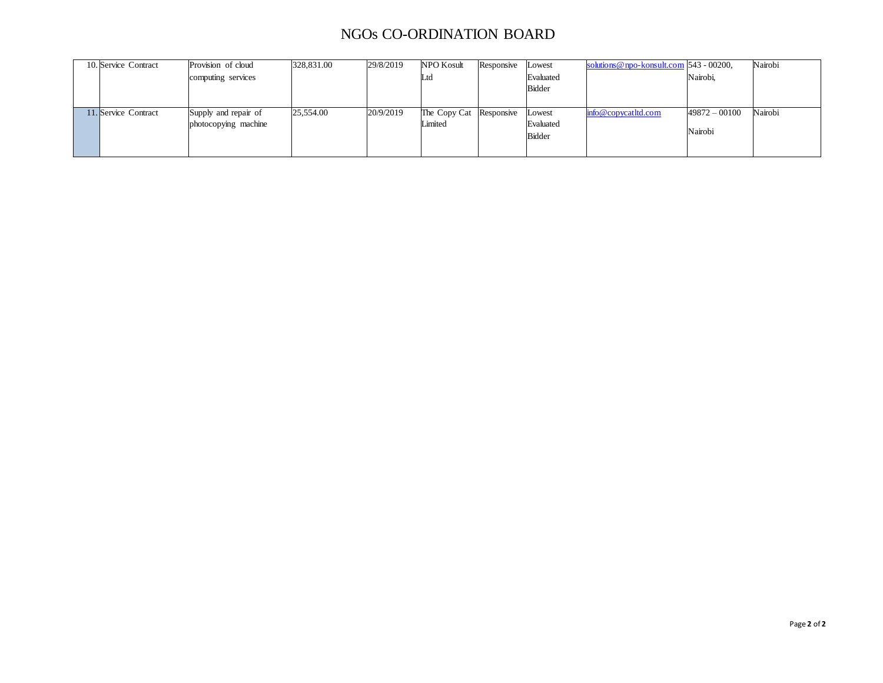# NGOs CO-ORDINATION BOARD

| | | | | | | | | | | |
|---|---|---|---|---|---|---|---|---|---|---|
| 10. | Service Contract | Provision of cloud computing services | 328,831.00 | 29/8/2019 | NPO Kosult Ltd | Responsive | Lowest Evaluated Bidder | solutions@npo-konsult.com | 543 - 00200, Nairobi, | Nairobi |
| 11. | Service Contract | Supply and repair of photocopying machine | 25,554.00 | 20/9/2019 | The Copy Cat Limited | Responsive | Lowest Evaluated Bidder | info@copycatltd.com | 49872 – 00100 Nairobi | Nairobi |